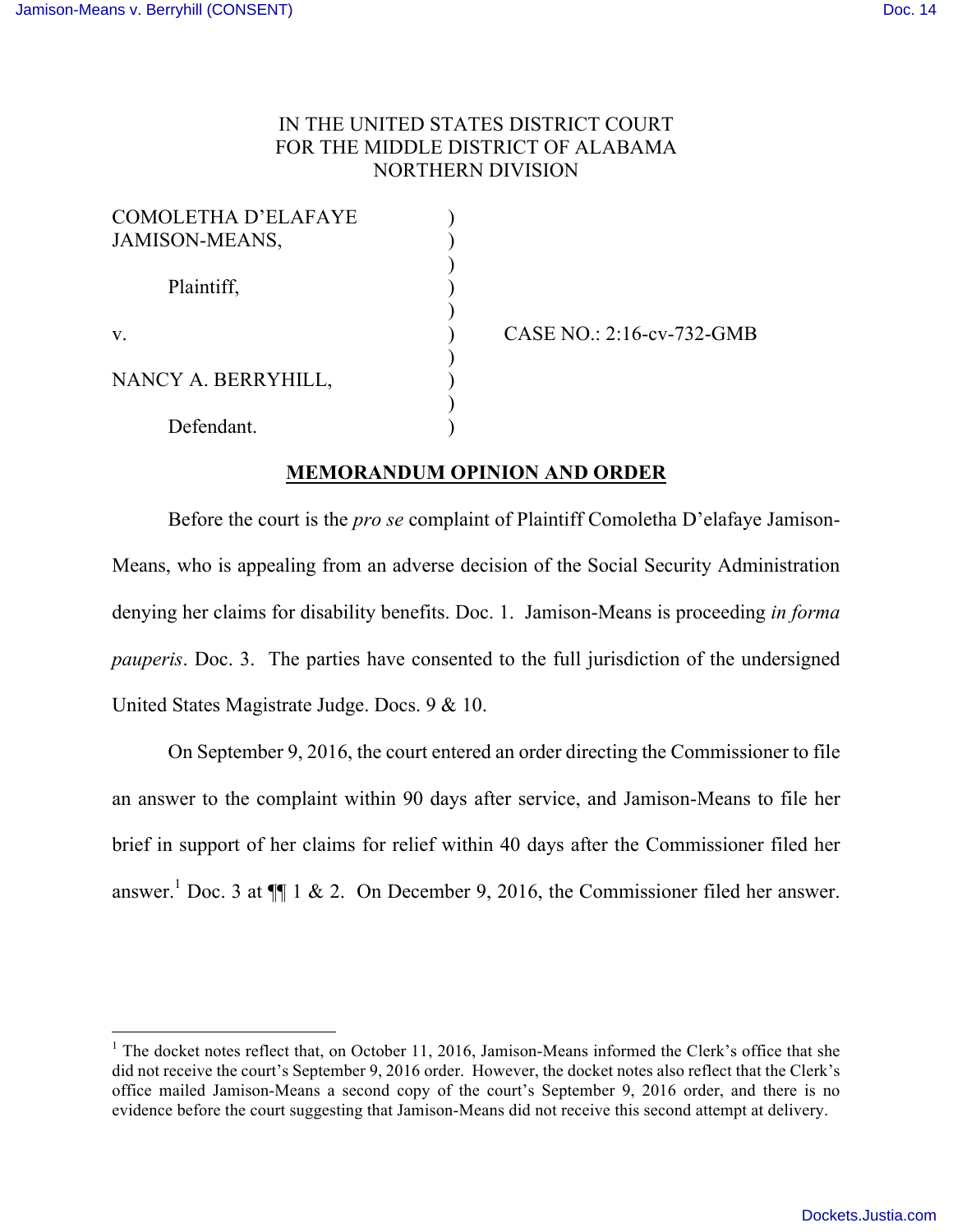IN THE UNITED STATES DISTRICT COURT
FOR THE MIDDLE DISTRICT OF ALABAMA
NORTHERN DIVISION

COMOLETHA D'ELAFAYE JAMISON-MEANS,

Plaintiff,

v.

NANCY A. BERRYHILL,

Defendant.

CASE NO.: 2:16-cv-732-GMB

**MEMORANDUM OPINION AND ORDER**

Before the court is the *pro se* complaint of Plaintiff Comoletha D'elafaye Jamison-Means, who is appealing from an adverse decision of the Social Security Administration denying her claims for disability benefits. Doc. 1. Jamison-Means is proceeding *in forma pauperis*. Doc. 3. The parties have consented to the full jurisdiction of the undersigned United States Magistrate Judge. Docs. 9 & 10.

On September 9, 2016, the court entered an order directing the Commissioner to file an answer to the complaint within 90 days after service, and Jamison-Means to file her brief in support of her claims for relief within 40 days after the Commissioner filed her answer.[1] Doc. 3 at ¶¶ 1 & 2. On December 9, 2016, the Commissioner filed her answer.

[1] The docket notes reflect that, on October 11, 2016, Jamison-Means informed the Clerk's office that she did not receive the court's September 9, 2016 order. However, the docket notes also reflect that the Clerk's office mailed Jamison-Means a second copy of the court's September 9, 2016 order, and there is no evidence before the court suggesting that Jamison-Means did not receive this second attempt at delivery.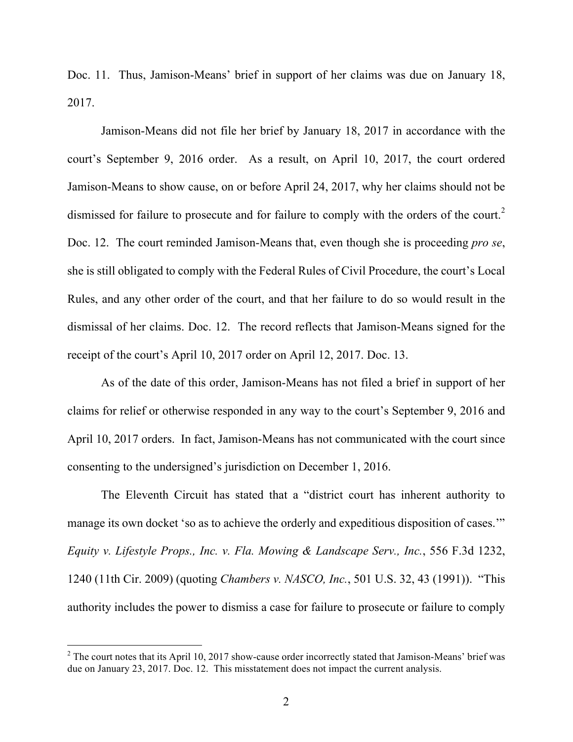Doc. 11. Thus, Jamison-Means' brief in support of her claims was due on January 18, 2017.

Jamison-Means did not file her brief by January 18, 2017 in accordance with the court's September 9, 2016 order. As a result, on April 10, 2017, the court ordered Jamison-Means to show cause, on or before April 24, 2017, why her claims should not be dismissed for failure to prosecute and for failure to comply with the orders of the court.[2] Doc. 12. The court reminded Jamison-Means that, even though she is proceeding *pro se*, she is still obligated to comply with the Federal Rules of Civil Procedure, the court's Local Rules, and any other order of the court, and that her failure to do so would result in the dismissal of her claims. Doc. 12. The record reflects that Jamison-Means signed for the receipt of the court's April 10, 2017 order on April 12, 2017. Doc. 13.

As of the date of this order, Jamison-Means has not filed a brief in support of her claims for relief or otherwise responded in any way to the court's September 9, 2016 and April 10, 2017 orders. In fact, Jamison-Means has not communicated with the court since consenting to the undersigned's jurisdiction on December 1, 2016.

The Eleventh Circuit has stated that a "district court has inherent authority to manage its own docket 'so as to achieve the orderly and expeditious disposition of cases.'" *Equity v. Lifestyle Props., Inc. v. Fla. Mowing & Landscape Serv., Inc.*, 556 F.3d 1232, 1240 (11th Cir. 2009) (quoting *Chambers v. NASCO, Inc.*, 501 U.S. 32, 43 (1991)). "This authority includes the power to dismiss a case for failure to prosecute or failure to comply

[2] The court notes that its April 10, 2017 show-cause order incorrectly stated that Jamison-Means' brief was due on January 23, 2017. Doc. 12. This misstatement does not impact the current analysis.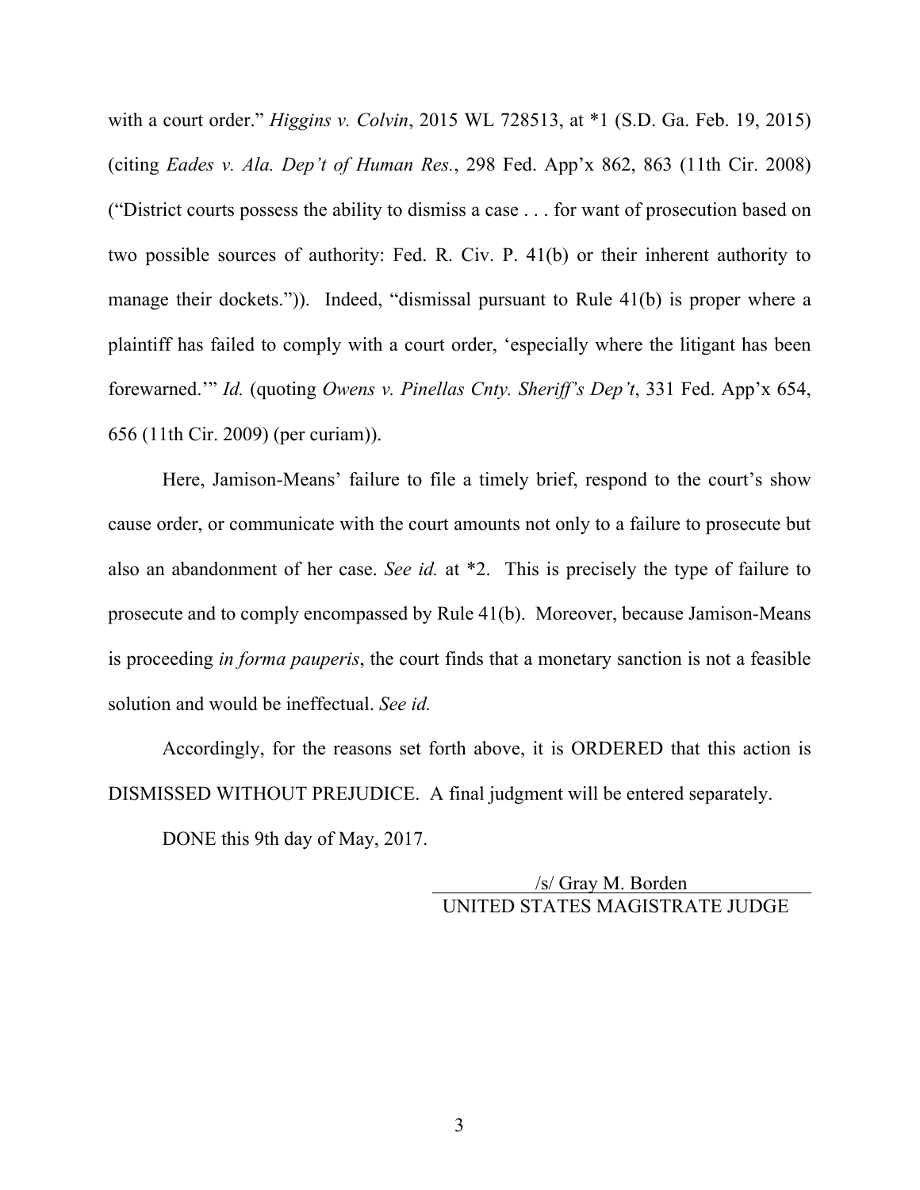with a court order." *Higgins v. Colvin*, 2015 WL 728513, at *1 (S.D. Ga. Feb. 19, 2015) (citing *Eades v. Ala. Dep't of Human Res.*, 298 Fed. App'x 862, 863 (11th Cir. 2008) ("District courts possess the ability to dismiss a case . . . for want of prosecution based on two possible sources of authority: Fed. R. Civ. P. 41(b) or their inherent authority to manage their dockets.")). Indeed, "dismissal pursuant to Rule 41(b) is proper where a plaintiff has failed to comply with a court order, 'especially where the litigant has been forewarned.'" *Id.* (quoting *Owens v. Pinellas Cnty. Sheriff's Dep't*, 331 Fed. App'x 654, 656 (11th Cir. 2009) (per curiam)).

Here, Jamison-Means' failure to file a timely brief, respond to the court's show cause order, or communicate with the court amounts not only to a failure to prosecute but also an abandonment of her case. *See id.* at *2. This is precisely the type of failure to prosecute and to comply encompassed by Rule 41(b). Moreover, because Jamison-Means is proceeding *in forma pauperis*, the court finds that a monetary sanction is not a feasible solution and would be ineffectual. *See id.*

Accordingly, for the reasons set forth above, it is ORDERED that this action is DISMISSED WITHOUT PREJUDICE. A final judgment will be entered separately.

DONE this 9th day of May, 2017.

/s/ Gray M. Borden
UNITED STATES MAGISTRATE JUDGE